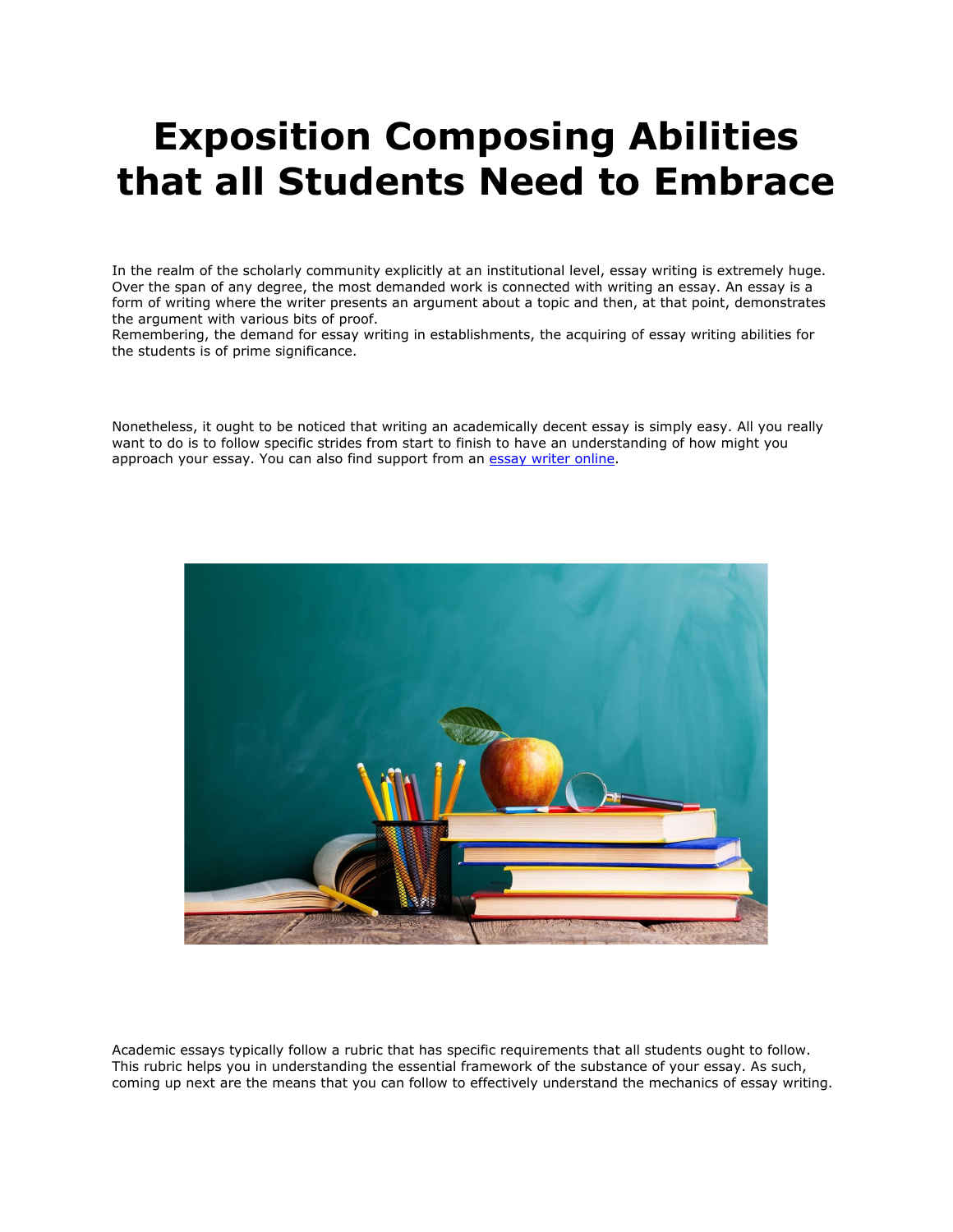# Exposition Composing Abilities that all Students Need to Embrace

In the realm of the scholarly community explicitly at an institutional level, essay writing is extremely huge. Over the span of any degree, the most demanded work is connected with writing an essay. An essay is a form of writing where the writer presents an argument about a topic and then, at that point, demonstrates the argument with various bits of proof.
Remembering, the demand for essay writing in establishments, the acquiring of essay writing abilities for the students is of prime significance.

Nonetheless, it ought to be noticed that writing an academically decent essay is simply easy. All you really want to do is to follow specific strides from start to finish to have an understanding of how might you approach your essay. You can also find support from an [essay writer online](essay writer online).

Academic essays typically follow a rubric that has specific requirements that all students ought to follow. This rubric helps you in understanding the essential framework of the substance of your essay. As such, coming up next are the means that you can follow to effectively understand the mechanics of essay writing.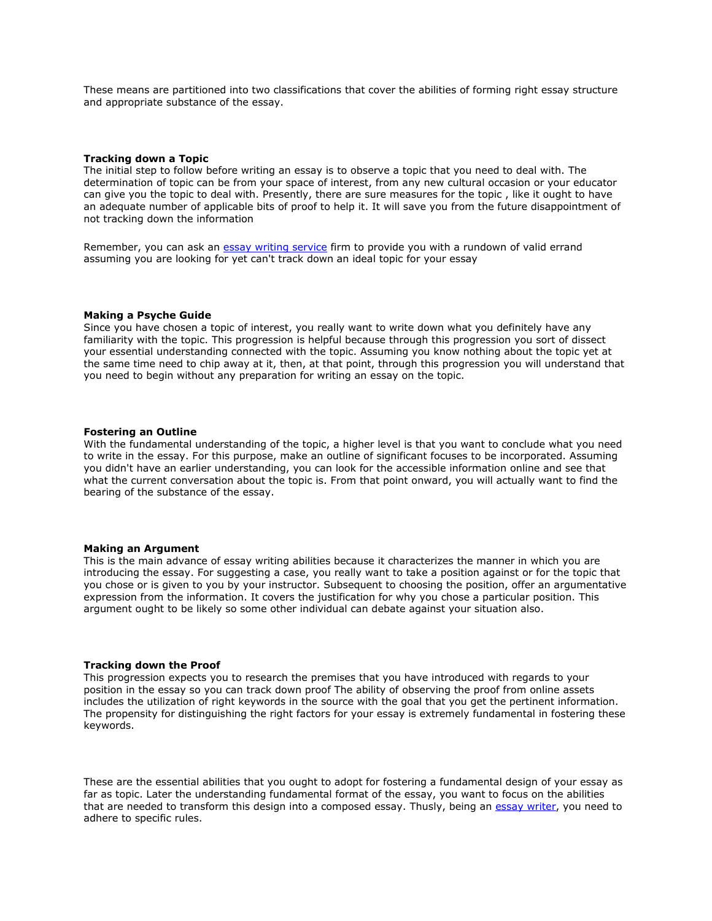These means are partitioned into two classifications that cover the abilities of forming right essay structure and appropriate substance of the essay.

### Tracking down a Topic

The initial step to follow before writing an essay is to observe a topic that you need to deal with. The determination of topic can be from your space of interest, from any new cultural occasion or your educator can give you the topic to deal with. Presently, there are sure measures for the topic , like it ought to have an adequate number of applicable bits of proof to help it. It will save you from the future disappointment of not tracking down the information

Remember, you can ask an [essay writing service] firm to provide you with a rundown of valid errand assuming you are looking for yet can't track down an ideal topic for your essay

### Making a Psyche Guide

Since you have chosen a topic of interest, you really want to write down what you definitely have any familiarity with the topic. This progression is helpful because through this progression you sort of dissect your essential understanding connected with the topic. Assuming you know nothing about the topic yet at the same time need to chip away at it, then, at that point, through this progression you will understand that you need to begin without any preparation for writing an essay on the topic.

### Fostering an Outline

With the fundamental understanding of the topic, a higher level is that you want to conclude what you need to write in the essay. For this purpose, make an outline of significant focuses to be incorporated. Assuming you didn't have an earlier understanding, you can look for the accessible information online and see that what the current conversation about the topic is. From that point onward, you will actually want to find the bearing of the substance of the essay.

### Making an Argument

This is the main advance of essay writing abilities because it characterizes the manner in which you are introducing the essay. For suggesting a case, you really want to take a position against or for the topic that you chose or is given to you by your instructor. Subsequent to choosing the position, offer an argumentative expression from the information. It covers the justification for why you chose a particular position. This argument ought to be likely so some other individual can debate against your situation also.

### Tracking down the Proof

This progression expects you to research the premises that you have introduced with regards to your position in the essay so you can track down proof The ability of observing the proof from online assets includes the utilization of right keywords in the source with the goal that you get the pertinent information. The propensity for distinguishing the right factors for your essay is extremely fundamental in fostering these keywords.

These are the essential abilities that you ought to adopt for fostering a fundamental design of your essay as far as topic. Later the understanding fundamental format of the essay, you want to focus on the abilities that are needed to transform this design into a composed essay. Thusly, being an [essay writer], you need to adhere to specific rules.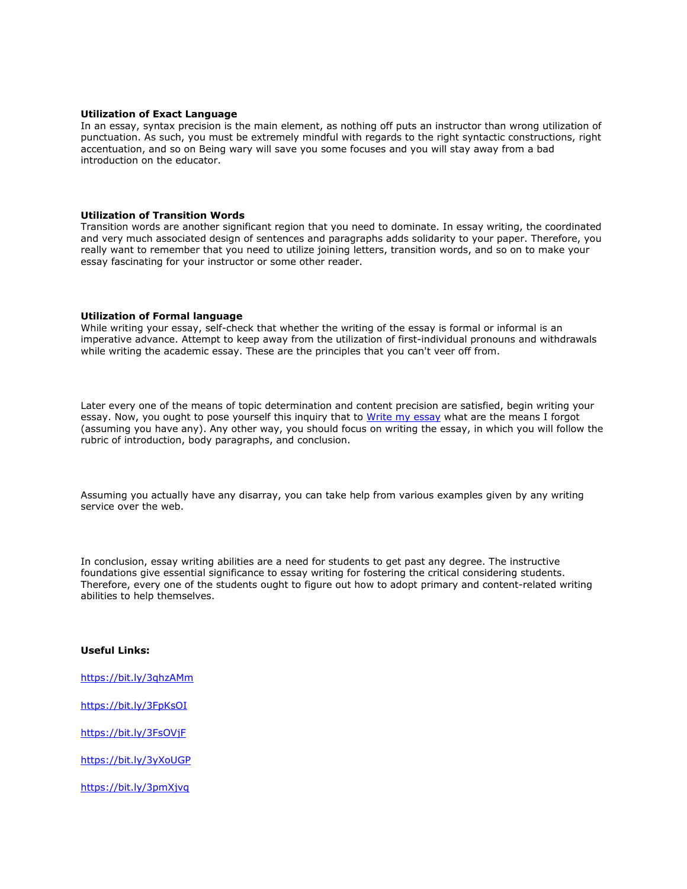**Utilization of Exact Language**
In an essay, syntax precision is the main element, as nothing off puts an instructor than wrong utilization of punctuation. As such, you must be extremely mindful with regards to the right syntactic constructions, right accentuation, and so on Being wary will save you some focuses and you will stay away from a bad introduction on the educator.

**Utilization of Transition Words**
Transition words are another significant region that you need to dominate. In essay writing, the coordinated and very much associated design of sentences and paragraphs adds solidarity to your paper. Therefore, you really want to remember that you need to utilize joining letters, transition words, and so on to make your essay fascinating for your instructor or some other reader.

**Utilization of Formal language**
While writing your essay, self-check that whether the writing of the essay is formal or informal is an imperative advance. Attempt to keep away from the utilization of first-individual pronouns and withdrawals while writing the academic essay. These are the principles that you can't veer off from.

Later every one of the means of topic determination and content precision are satisfied, begin writing your essay. Now, you ought to pose yourself this inquiry that to [Write my essay] what are the means I forgot (assuming you have any). Any other way, you should focus on writing the essay, in which you will follow the rubric of introduction, body paragraphs, and conclusion.

Assuming you actually have any disarray, you can take help from various examples given by any writing service over the web.

In conclusion, essay writing abilities are a need for students to get past any degree. The instructive foundations give essential significance to essay writing for fostering the critical considering students. Therefore, every one of the students ought to figure out how to adopt primary and content-related writing abilities to help themselves.

**Useful Links:**

https://bit.ly/3qhzAMm

https://bit.ly/3FpKsOI

https://bit.ly/3FsOVjF

https://bit.ly/3yXoUGP

https://bit.ly/3pmXjvq